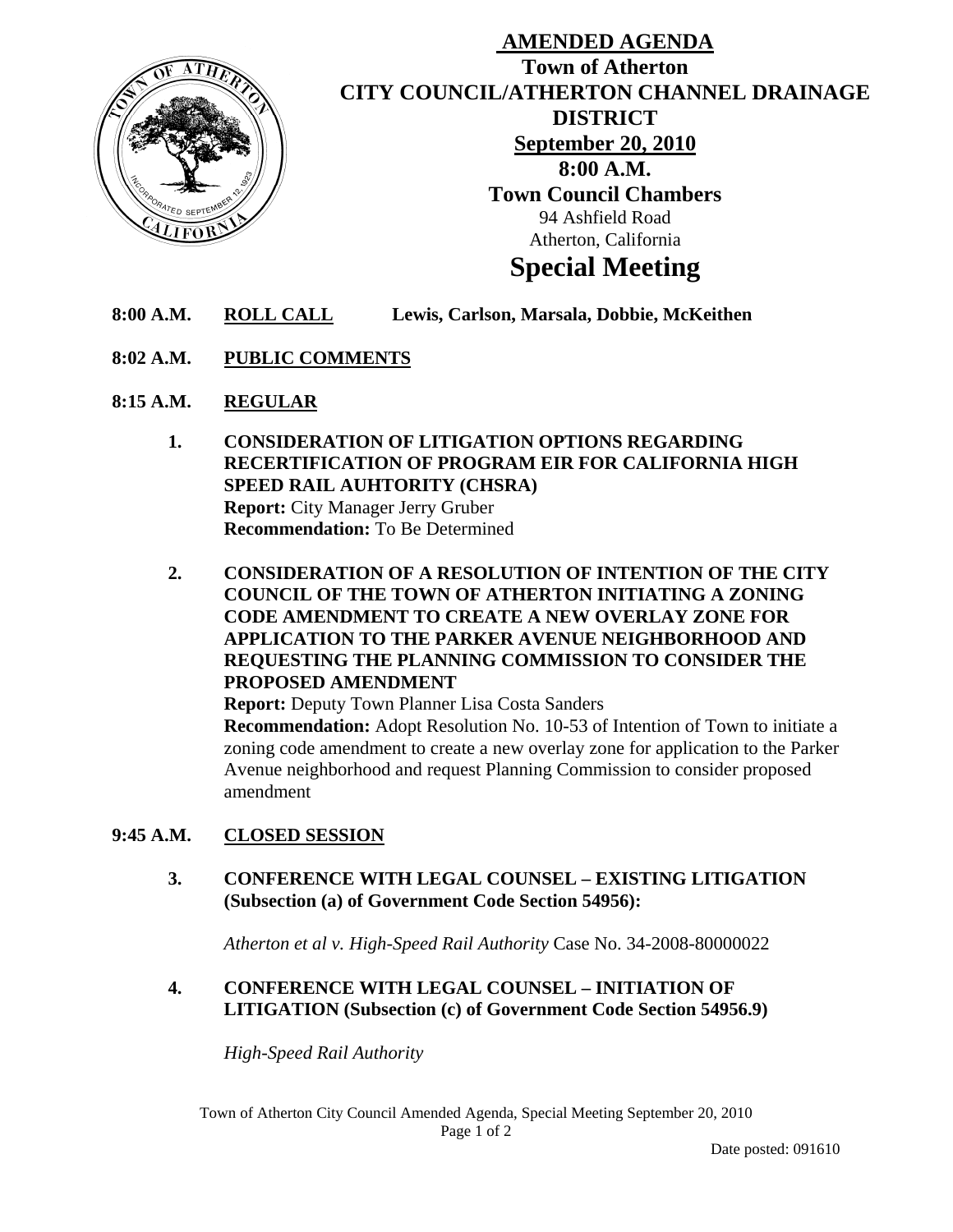# AMENDED AGENDA

## Town of Atherton

## CITY COUNCIL/ATHERTON CHANNEL DRAINAGE DISTRICT

**September 20, 2010**

**8:00 A.M.**

**Town Council Chambers**

94 Ashfield Road
Atherton, California

# Special Meeting

**8:00 A.M.** **ROLL CALL** **Lewis, Carlson, Marsala, Dobbie, McKeithen**

**8:02 A.M.** **PUBLIC COMMENTS**

**8:15 A.M.** **REGULAR**

1. **CONSIDERATION OF LITIGATION OPTIONS REGARDING RECERTIFICATION OF PROGRAM EIR FOR CALIFORNIA HIGH SPEED RAIL AUHTORITY (CHSRA)**
   **Report:** City Manager Jerry Gruber
   **Recommendation:** To Be Determined

2. **CONSIDERATION OF A RESOLUTION OF INTENTION OF THE CITY COUNCIL OF THE TOWN OF ATHERTON INITIATING A ZONING CODE AMENDMENT TO CREATE A NEW OVERLAY ZONE FOR APPLICATION TO THE PARKER AVENUE NEIGHBORHOOD AND REQUESTING THE PLANNING COMMISSION TO CONSIDER THE PROPOSED AMENDMENT**
   **Report:** Deputy Town Planner Lisa Costa Sanders
   **Recommendation:** Adopt Resolution No. 10-53 of Intention of Town to initiate a zoning code amendment to create a new overlay zone for application to the Parker Avenue neighborhood and request Planning Commission to consider proposed amendment

**9:45 A.M.** **CLOSED SESSION**

3. **CONFERENCE WITH LEGAL COUNSEL – EXISTING LITIGATION (Subsection (a) of Government Code Section 54956):**

   *Atherton et al v. High-Speed Rail Authority* Case No. 34-2008-80000022

4. **CONFERENCE WITH LEGAL COUNSEL – INITIATION OF LITIGATION (Subsection (c) of Government Code Section 54956.9)**

   *High-Speed Rail Authority*

Date posted: 091610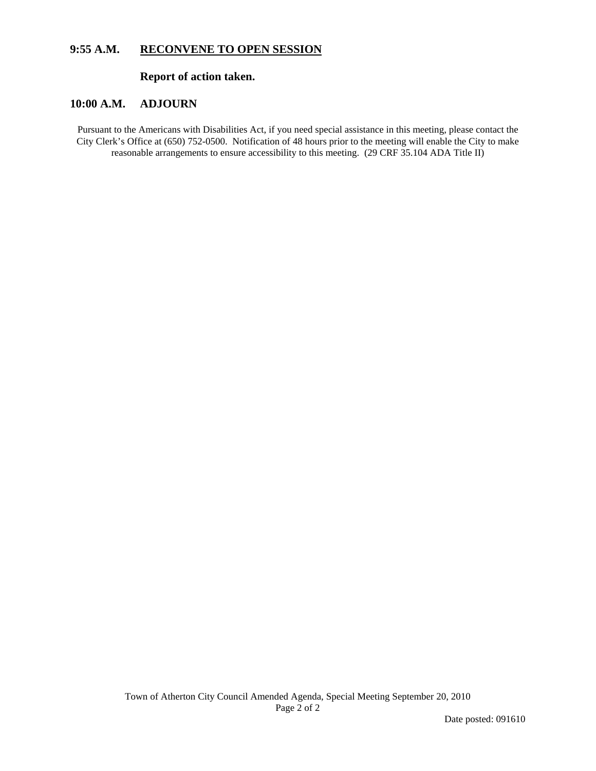## 9:55 A.M. RECONVENE TO OPEN SESSION

**Report of action taken.**

## 10:00 A.M. ADJOURN

Pursuant to the Americans with Disabilities Act, if you need special assistance in this meeting, please contact the City Clerk's Office at (650) 752-0500. Notification of 48 hours prior to the meeting will enable the City to make reasonable arrangements to ensure accessibility to this meeting. (29 CRF 35.104 ADA Title II)

Date posted: 091610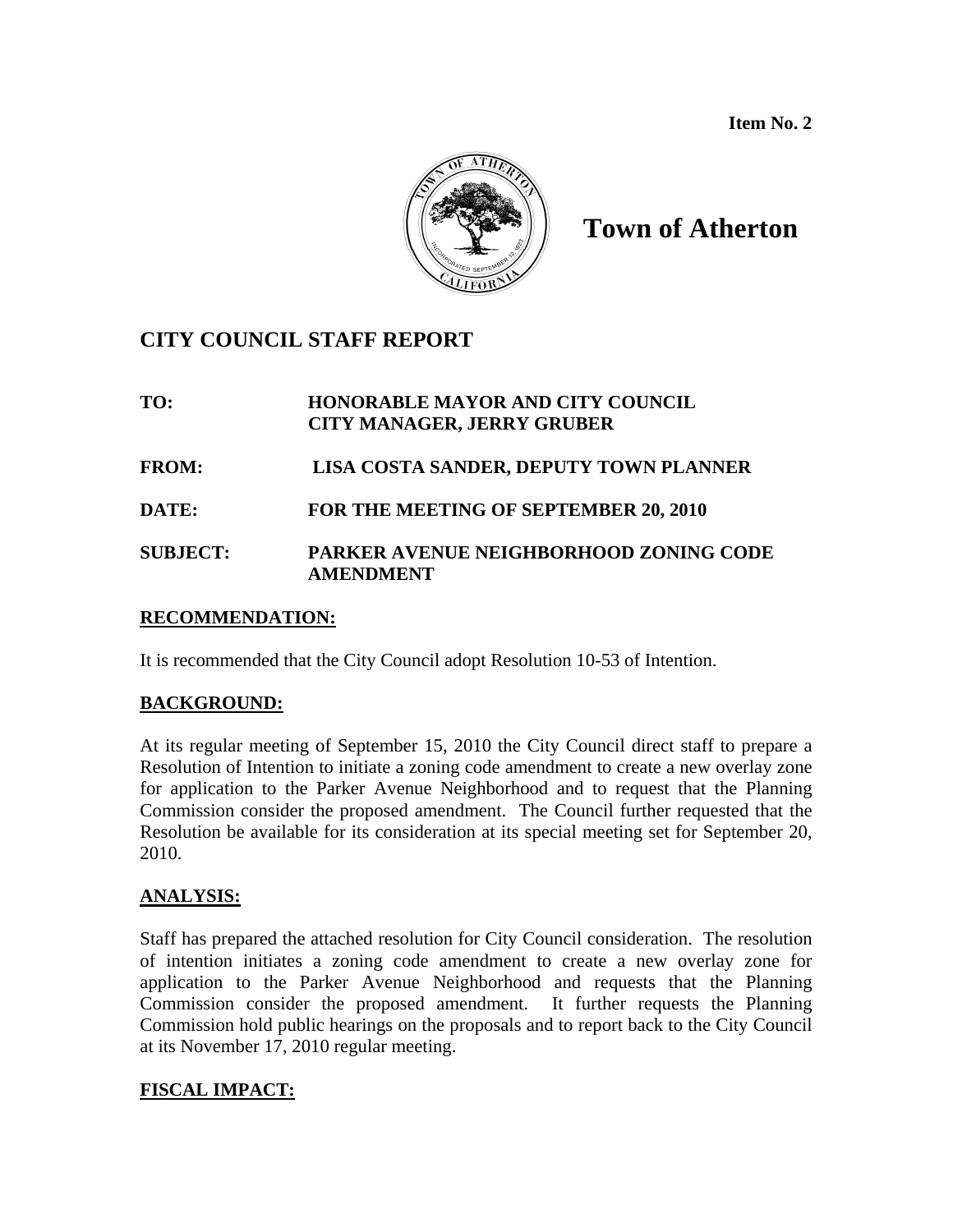Item No. 2

# Town of Atherton

## CITY COUNCIL STAFF REPORT

**TO:** HONORABLE MAYOR AND CITY COUNCIL
CITY MANAGER, JERRY GRUBER

**FROM:** LISA COSTA SANDER, DEPUTY TOWN PLANNER

**DATE:** FOR THE MEETING OF SEPTEMBER 20, 2010

**SUBJECT:** PARKER AVENUE NEIGHBORHOOD ZONING CODE AMENDMENT

### RECOMMENDATION:

It is recommended that the City Council adopt Resolution 10-53 of Intention.

### BACKGROUND:

At its regular meeting of September 15, 2010 the City Council direct staff to prepare a Resolution of Intention to initiate a zoning code amendment to create a new overlay zone for application to the Parker Avenue Neighborhood and to request that the Planning Commission consider the proposed amendment. The Council further requested that the Resolution be available for its consideration at its special meeting set for September 20, 2010.

### ANALYSIS:

Staff has prepared the attached resolution for City Council consideration. The resolution of intention initiates a zoning code amendment to create a new overlay zone for application to the Parker Avenue Neighborhood and requests that the Planning Commission consider the proposed amendment. It further requests the Planning Commission hold public hearings on the proposals and to report back to the City Council at its November 17, 2010 regular meeting.

### FISCAL IMPACT: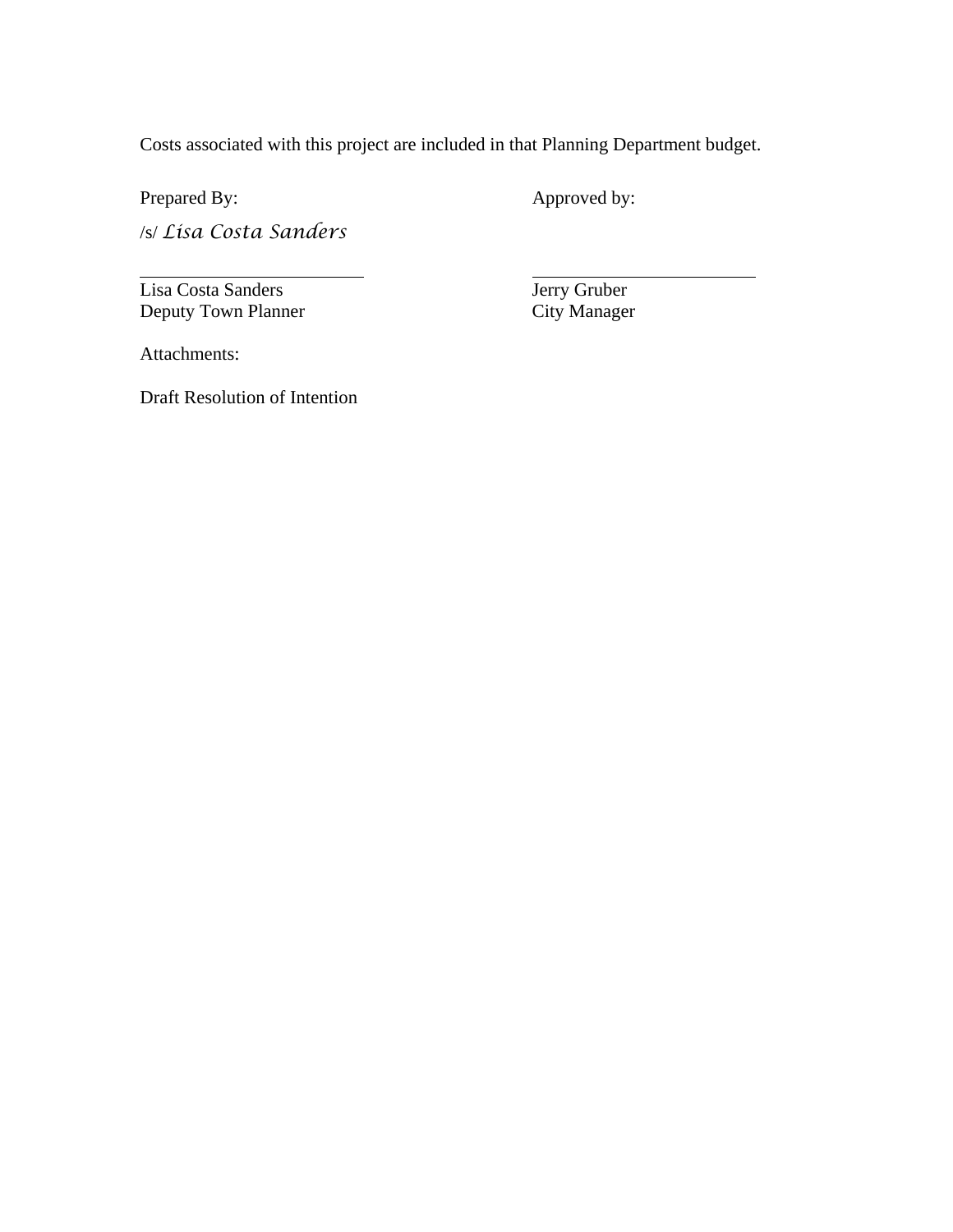Costs associated with this project are included in that Planning Department budget.

| Prepared By: | Approved by: |
|---|---|
| /s/ *Lisa Costa Sanders* | |
| Lisa Costa Sanders | Jerry Gruber |
| Deputy Town Planner | City Manager |

Attachments:

Draft Resolution of Intention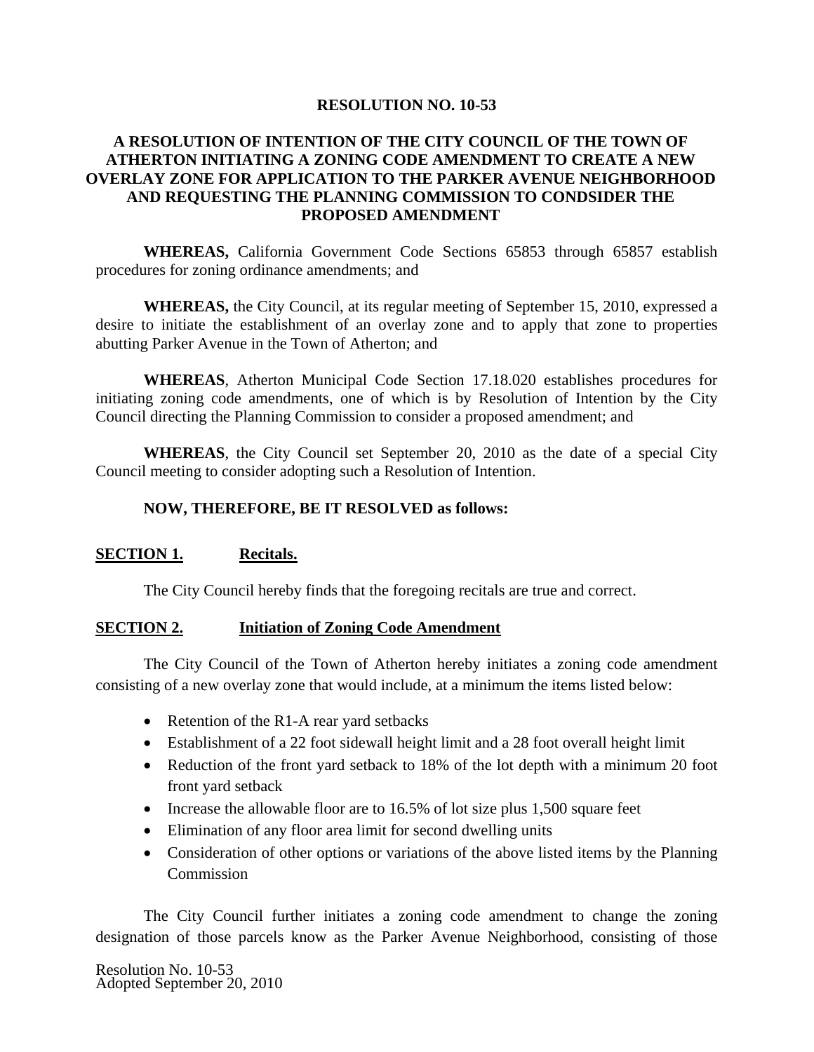**RESOLUTION NO. 10-53**

**A RESOLUTION OF INTENTION OF THE CITY COUNCIL OF THE TOWN OF ATHERTON INITIATING A ZONING CODE AMENDMENT TO CREATE A NEW OVERLAY ZONE FOR APPLICATION TO THE PARKER AVENUE NEIGHBORHOOD AND REQUESTING THE PLANNING COMMISSION TO CONDSIDER THE PROPOSED AMENDMENT**

**WHEREAS,** California Government Code Sections 65853 through 65857 establish procedures for zoning ordinance amendments; and

**WHEREAS,** the City Council, at its regular meeting of September 15, 2010, expressed a desire to initiate the establishment of an overlay zone and to apply that zone to properties abutting Parker Avenue in the Town of Atherton; and

**WHEREAS**, Atherton Municipal Code Section 17.18.020 establishes procedures for initiating zoning code amendments, one of which is by Resolution of Intention by the City Council directing the Planning Commission to consider a proposed amendment; and

**WHEREAS**, the City Council set September 20, 2010 as the date of a special City Council meeting to consider adopting such a Resolution of Intention.

**NOW, THEREFORE, BE IT RESOLVED as follows:**

**SECTION 1. Recitals.**

The City Council hereby finds that the foregoing recitals are true and correct.

**SECTION 2. Initiation of Zoning Code Amendment**

The City Council of the Town of Atherton hereby initiates a zoning code amendment consisting of a new overlay zone that would include, at a minimum the items listed below:

- Retention of the R1-A rear yard setbacks
- Establishment of a 22 foot sidewall height limit and a 28 foot overall height limit
- Reduction of the front yard setback to 18% of the lot depth with a minimum 20 foot front yard setback
- Increase the allowable floor are to 16.5% of lot size plus 1,500 square feet
- Elimination of any floor area limit for second dwelling units
- Consideration of other options or variations of the above listed items by the Planning Commission

The City Council further initiates a zoning code amendment to change the zoning designation of those parcels know as the Parker Avenue Neighborhood, consisting of those

Resolution No. 10-53
Adopted September 20, 2010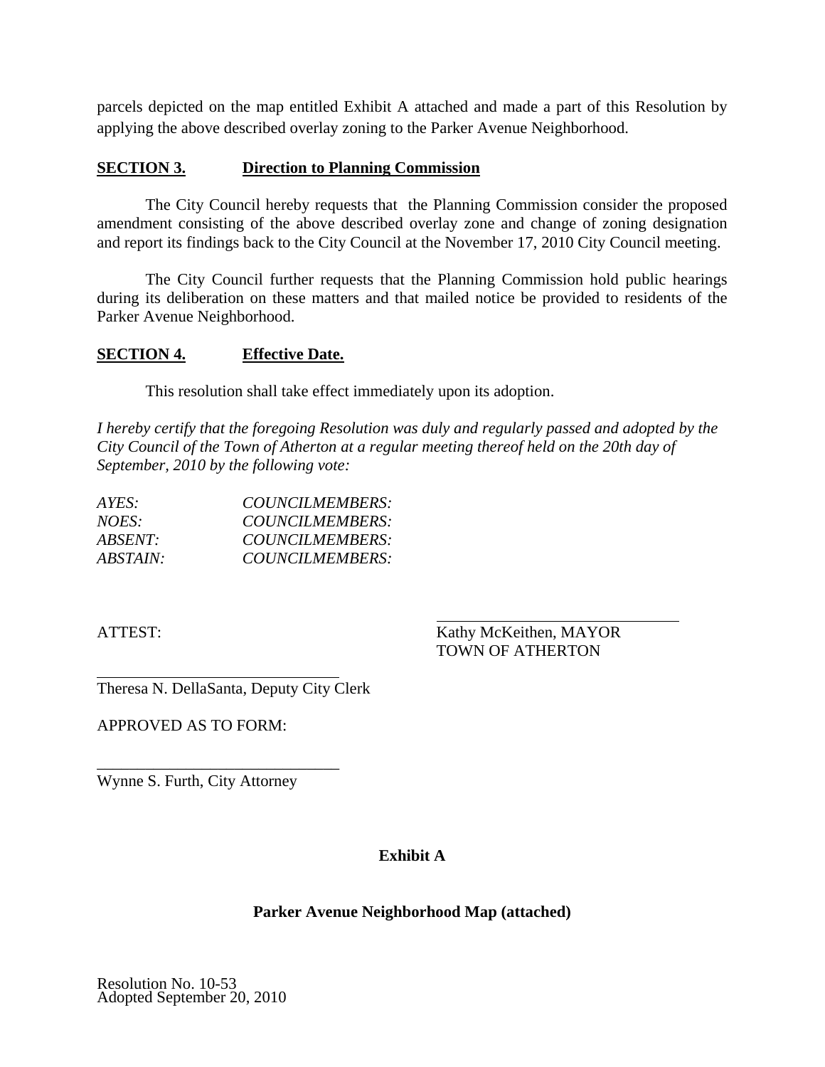parcels depicted on the map entitled Exhibit A attached and made a part of this Resolution by applying the above described overlay zoning to the Parker Avenue Neighborhood.

**SECTION 3. Direction to Planning Commission**

The City Council hereby requests that the Planning Commission consider the proposed amendment consisting of the above described overlay zone and change of zoning designation and report its findings back to the City Council at the November 17, 2010 City Council meeting.

The City Council further requests that the Planning Commission hold public hearings during its deliberation on these matters and that mailed notice be provided to residents of the Parker Avenue Neighborhood.

**SECTION 4. Effective Date.**

This resolution shall take effect immediately upon its adoption.

*I hereby certify that the foregoing Resolution was duly and regularly passed and adopted by the City Council of the Town of Atherton at a regular meeting thereof held on the 20th day of September, 2010 by the following vote:*

*AYES: COUNCILMEMBERS:*
*NOES: COUNCILMEMBERS:*
*ABSENT: COUNCILMEMBERS:*
*ABSTAIN: COUNCILMEMBERS:*

ATTEST:

\_\_\_\_\_\_\_\_\_\_\_\_\_\_\_\_\_\_\_\_\_\_\_\_\_\_\_\_\_\_
Kathy McKeithen, MAYOR
TOWN OF ATHERTON

\_\_\_\_\_\_\_\_\_\_\_\_\_\_\_\_\_\_\_\_\_\_\_\_\_\_\_\_\_\_
Theresa N. DellaSanta, Deputy City Clerk

APPROVED AS TO FORM:

\_\_\_\_\_\_\_\_\_\_\_\_\_\_\_\_\_\_\_\_\_\_\_\_\_\_\_\_\_\_
Wynne S. Furth, City Attorney

**Exhibit A**

**Parker Avenue Neighborhood Map (attached)**

Resolution No. 10-53
Adopted September 20, 2010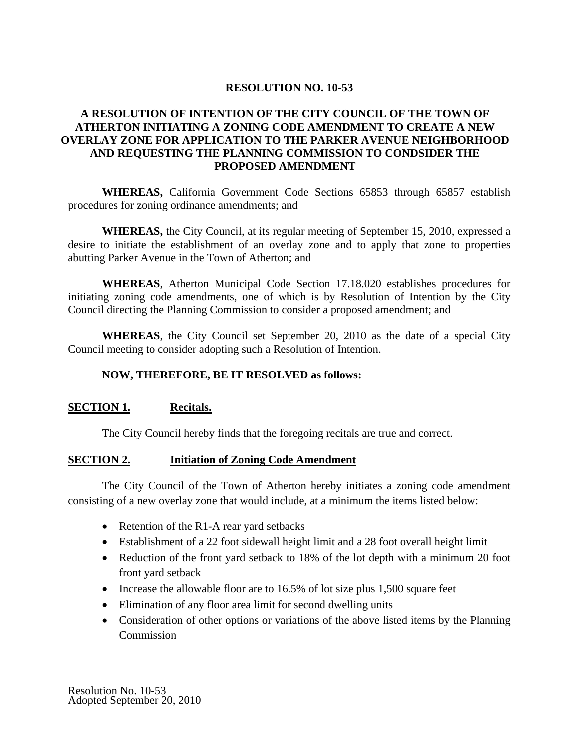**RESOLUTION NO. 10-53**

**A RESOLUTION OF INTENTION OF THE CITY COUNCIL OF THE TOWN OF ATHERTON INITIATING A ZONING CODE AMENDMENT TO CREATE A NEW OVERLAY ZONE FOR APPLICATION TO THE PARKER AVENUE NEIGHBORHOOD AND REQUESTING THE PLANNING COMMISSION TO CONDSIDER THE PROPOSED AMENDMENT**

**WHEREAS,** California Government Code Sections 65853 through 65857 establish procedures for zoning ordinance amendments; and

**WHEREAS,** the City Council, at its regular meeting of September 15, 2010, expressed a desire to initiate the establishment of an overlay zone and to apply that zone to properties abutting Parker Avenue in the Town of Atherton; and

**WHEREAS**, Atherton Municipal Code Section 17.18.020 establishes procedures for initiating zoning code amendments, one of which is by Resolution of Intention by the City Council directing the Planning Commission to consider a proposed amendment; and

**WHEREAS**, the City Council set September 20, 2010 as the date of a special City Council meeting to consider adopting such a Resolution of Intention.

**NOW, THEREFORE, BE IT RESOLVED as follows:**

**SECTION 1. Recitals.**

The City Council hereby finds that the foregoing recitals are true and correct.

**SECTION 2. Initiation of Zoning Code Amendment**

The City Council of the Town of Atherton hereby initiates a zoning code amendment consisting of a new overlay zone that would include, at a minimum the items listed below:

- Retention of the R1-A rear yard setbacks
- Establishment of a 22 foot sidewall height limit and a 28 foot overall height limit
- Reduction of the front yard setback to 18% of the lot depth with a minimum 20 foot front yard setback
- Increase the allowable floor are to 16.5% of lot size plus 1,500 square feet
- Elimination of any floor area limit for second dwelling units
- Consideration of other options or variations of the above listed items by the Planning Commission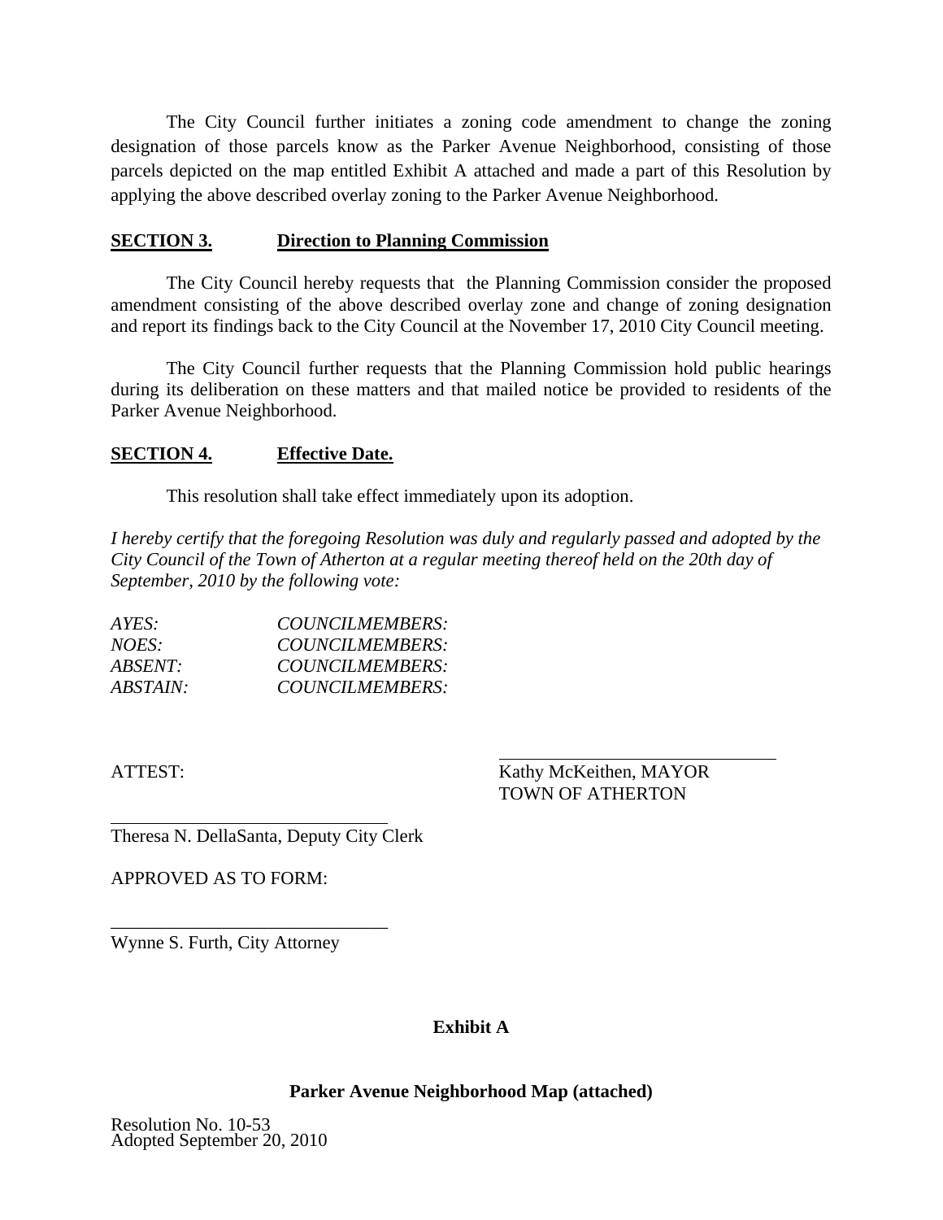The City Council further initiates a zoning code amendment to change the zoning designation of those parcels know as the Parker Avenue Neighborhood, consisting of those parcels depicted on the map entitled Exhibit A attached and made a part of this Resolution by applying the above described overlay zoning to the Parker Avenue Neighborhood.

**SECTION 3. Direction to Planning Commission**

The City Council hereby requests that the Planning Commission consider the proposed amendment consisting of the above described overlay zone and change of zoning designation and report its findings back to the City Council at the November 17, 2010 City Council meeting.

The City Council further requests that the Planning Commission hold public hearings during its deliberation on these matters and that mailed notice be provided to residents of the Parker Avenue Neighborhood.

**SECTION 4. Effective Date.**

This resolution shall take effect immediately upon its adoption.

*I hereby certify that the foregoing Resolution was duly and regularly passed and adopted by the City Council of the Town of Atherton at a regular meeting thereof held on the 20th day of September, 2010 by the following vote:*

*AYES: COUNCILMEMBERS:*
*NOES: COUNCILMEMBERS:*
*ABSENT: COUNCILMEMBERS:*
*ABSTAIN: COUNCILMEMBERS:*

______________________________
Kathy McKeithen, MAYOR
TOWN OF ATHERTON

ATTEST:

______________________________
Theresa N. DellaSanta, Deputy City Clerk

APPROVED AS TO FORM:

______________________________
Wynne S. Furth, City Attorney

**Exhibit A**

**Parker Avenue Neighborhood Map (attached)**

Resolution No. 10-53
Adopted September 20, 2010